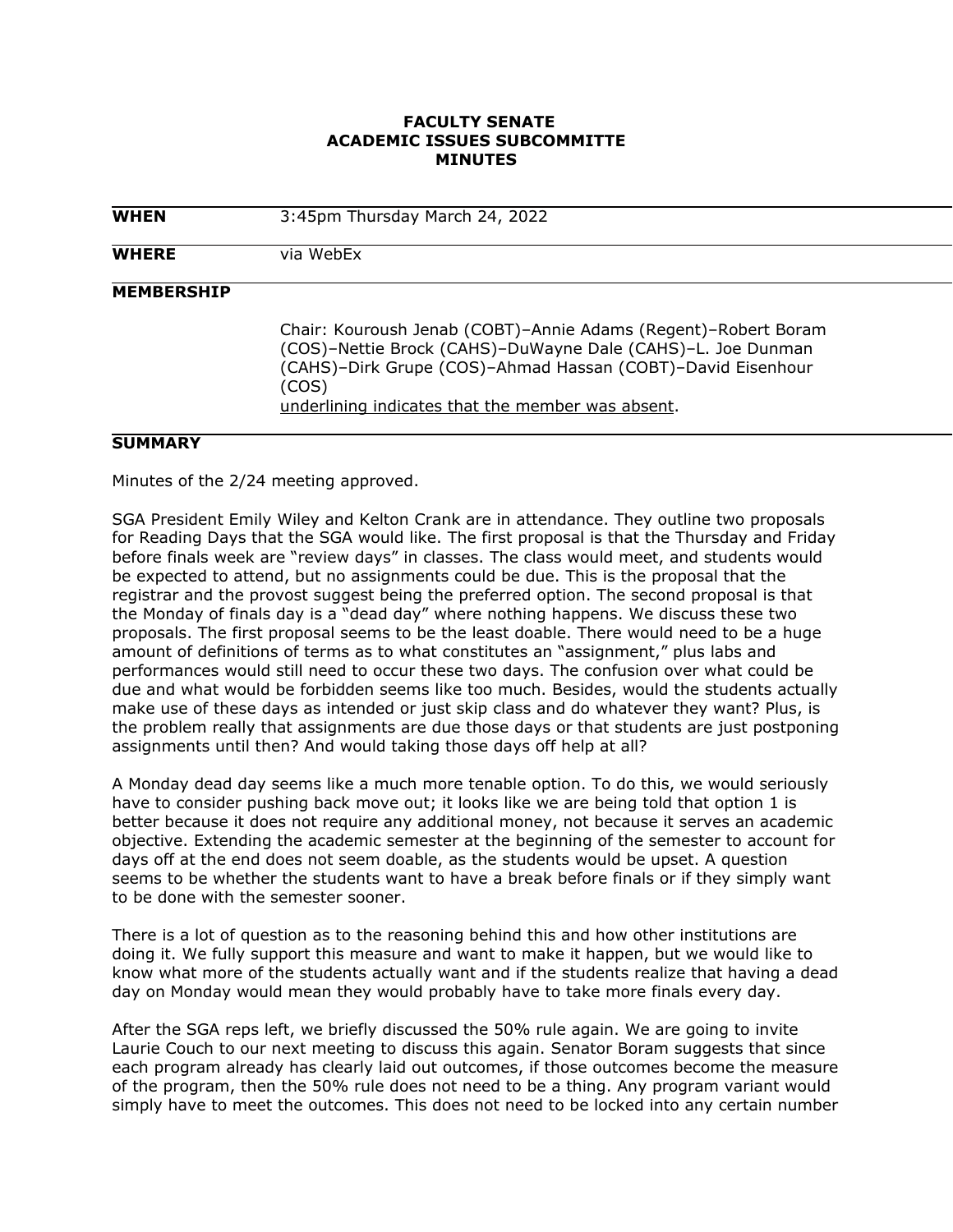**FACULTY SENATE**
**ACADEMIC ISSUES SUBCOMMITTE**
**MINUTES**

| | |
|---|---|
| **WHEN** | 3:45pm Thursday March 24, 2022 |
| **WHERE** | via WebEx |
| **MEMBERSHIP** | |
| | Chair: Kouroush Jenab (COBT)–Annie Adams (Regent)–Robert Boram (COS)–Nettie Brock (CAHS)–DuWayne Dale (CAHS)–L. Joe Dunman (CAHS)–Dirk Grupe (COS)–Ahmad Hassan (COBT)–David Eisenhour (COS)<br>underlining indicates that the member was absent. |

**SUMMARY**

Minutes of the 2/24 meeting approved.

SGA President Emily Wiley and Kelton Crank are in attendance. They outline two proposals for Reading Days that the SGA would like. The first proposal is that the Thursday and Friday before finals week are "review days" in classes. The class would meet, and students would be expected to attend, but no assignments could be due. This is the proposal that the registrar and the provost suggest being the preferred option. The second proposal is that the Monday of finals day is a "dead day" where nothing happens. We discuss these two proposals. The first proposal seems to be the least doable. There would need to be a huge amount of definitions of terms as to what constitutes an "assignment," plus labs and performances would still need to occur these two days. The confusion over what could be due and what would be forbidden seems like too much. Besides, would the students actually make use of these days as intended or just skip class and do whatever they want? Plus, is the problem really that assignments are due those days or that students are just postponing assignments until then? And would taking those days off help at all?

A Monday dead day seems like a much more tenable option. To do this, we would seriously have to consider pushing back move out; it looks like we are being told that option 1 is better because it does not require any additional money, not because it serves an academic objective. Extending the academic semester at the beginning of the semester to account for days off at the end does not seem doable, as the students would be upset. A question seems to be whether the students want to have a break before finals or if they simply want to be done with the semester sooner.

There is a lot of question as to the reasoning behind this and how other institutions are doing it. We fully support this measure and want to make it happen, but we would like to know what more of the students actually want and if the students realize that having a dead day on Monday would mean they would probably have to take more finals every day.

After the SGA reps left, we briefly discussed the 50% rule again. We are going to invite Laurie Couch to our next meeting to discuss this again. Senator Boram suggests that since each program already has clearly laid out outcomes, if those outcomes become the measure of the program, then the 50% rule does not need to be a thing. Any program variant would simply have to meet the outcomes. This does not need to be locked into any certain number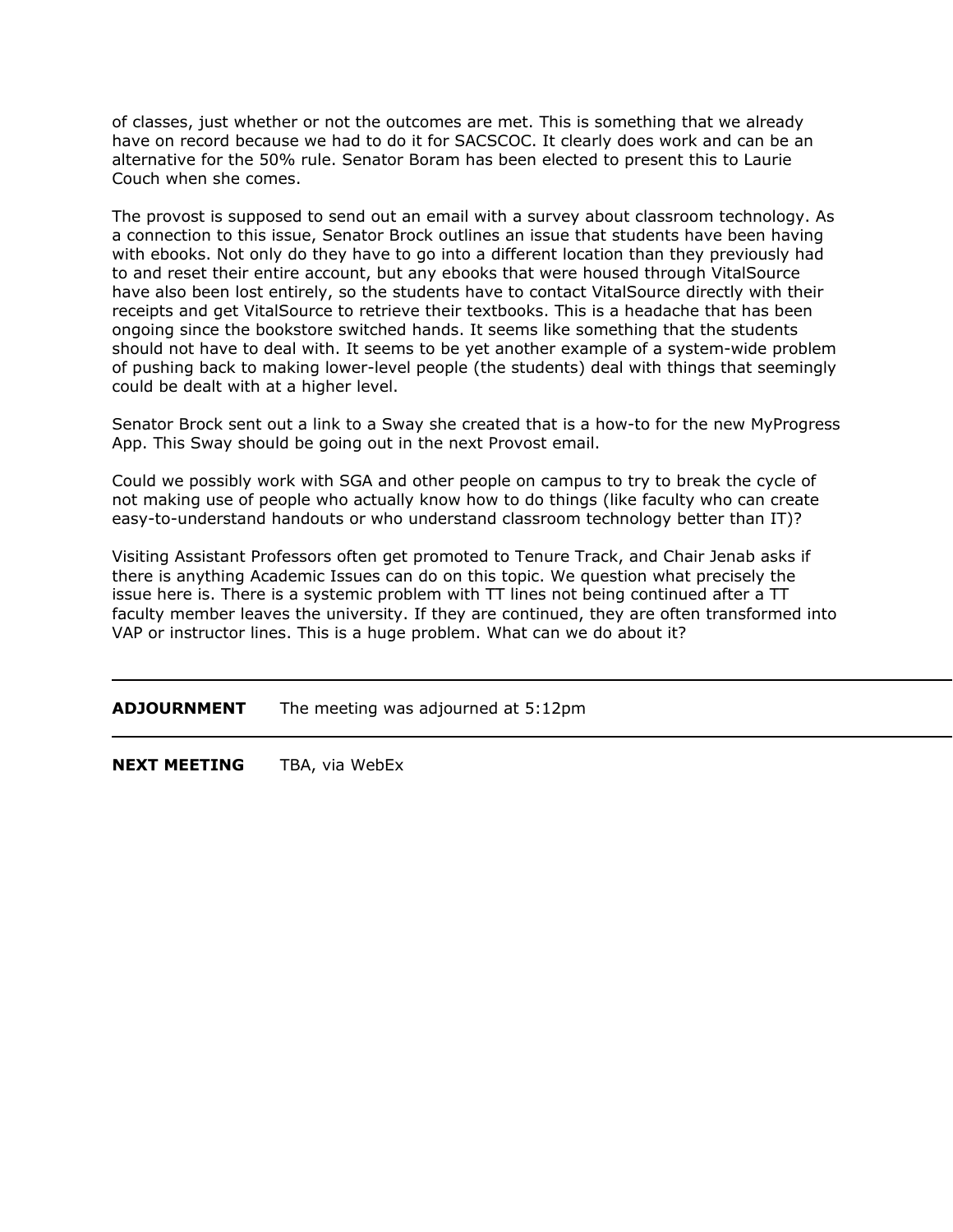of classes, just whether or not the outcomes are met. This is something that we already have on record because we had to do it for SACSCOC. It clearly does work and can be an alternative for the 50% rule. Senator Boram has been elected to present this to Laurie Couch when she comes.

The provost is supposed to send out an email with a survey about classroom technology. As a connection to this issue, Senator Brock outlines an issue that students have been having with ebooks. Not only do they have to go into a different location than they previously had to and reset their entire account, but any ebooks that were housed through VitalSource have also been lost entirely, so the students have to contact VitalSource directly with their receipts and get VitalSource to retrieve their textbooks. This is a headache that has been ongoing since the bookstore switched hands. It seems like something that the students should not have to deal with. It seems to be yet another example of a system-wide problem of pushing back to making lower-level people (the students) deal with things that seemingly could be dealt with at a higher level.

Senator Brock sent out a link to a Sway she created that is a how-to for the new MyProgress App. This Sway should be going out in the next Provost email.

Could we possibly work with SGA and other people on campus to try to break the cycle of not making use of people who actually know how to do things (like faculty who can create easy-to-understand handouts or who understand classroom technology better than IT)?

Visiting Assistant Professors often get promoted to Tenure Track, and Chair Jenab asks if there is anything Academic Issues can do on this topic. We question what precisely the issue here is. There is a systemic problem with TT lines not being continued after a TT faculty member leaves the university. If they are continued, they are often transformed into VAP or instructor lines. This is a huge problem. What can we do about it?

---

**ADJOURNMENT** The meeting was adjourned at 5:12pm

---

**NEXT MEETING** TBA, via WebEx